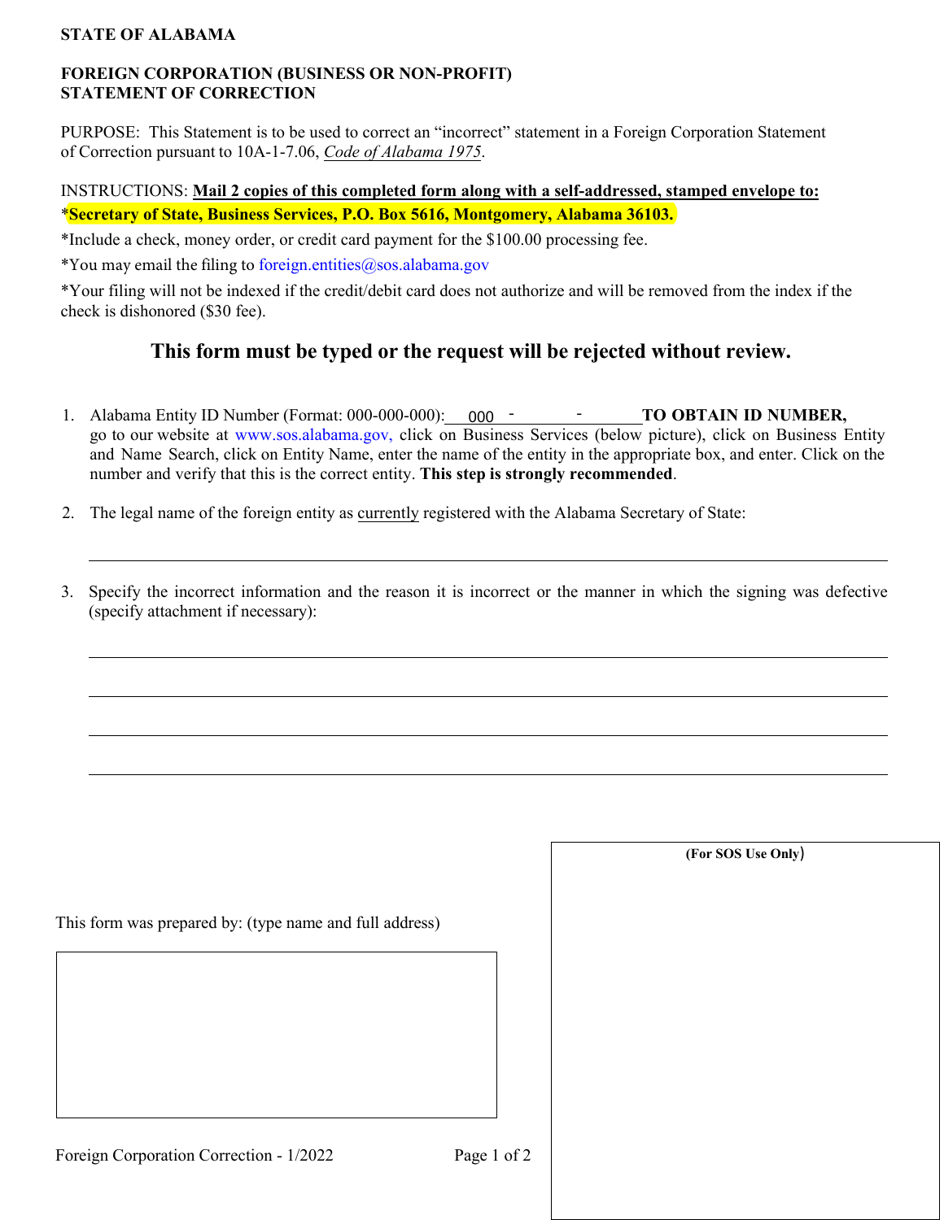**STATE OF ALABAMA**

**FOREIGN CORPORATION (BUSINESS OR NON-PROFIT)**
**STATEMENT OF CORRECTION**

PURPOSE: This Statement is to be used to correct an "incorrect" statement in a Foreign Corporation Statement of Correction pursuant to 10A-1-7.06, *Code of Alabama 1975*.

INSTRUCTIONS: **Mail 2 copies of this completed form along with a self-addressed, stamped envelope to:**

\***Secretary of State, Business Services, P.O. Box 5616, Montgomery, Alabama 36103.**

\*Include a check, money order, or credit card payment for the $100.00 processing fee.

\*You may email the filing to foreign.entities@sos.alabama.gov

\*Your filing will not be indexed if the credit/debit card does not authorize and will be removed from the index if the check is dishonored ($30 fee).

## This form must be typed or the request will be rejected without review.

1. Alabama Entity ID Number (Format: 000-000-000): 000 - _______ - _______ **TO OBTAIN ID NUMBER,** go to our website at www.sos.alabama.gov, click on Business Services (below picture), click on Business Entity and Name Search, click on Entity Name, enter the name of the entity in the appropriate box, and enter. Click on the number and verify that this is the correct entity. **This step is strongly recommended**.

2. The legal name of the foreign entity as currently registered with the Alabama Secretary of State:

   ______________________________________________________________

3. Specify the incorrect information and the reason it is incorrect or the manner in which the signing was defective (specify attachment if necessary):

   ______________________________________________________________

   ______________________________________________________________

   ______________________________________________________________

   ______________________________________________________________

This form was prepared by: (type name and full address)

**(For SOS Use Only)**

Foreign Corporation Correction - 1/2022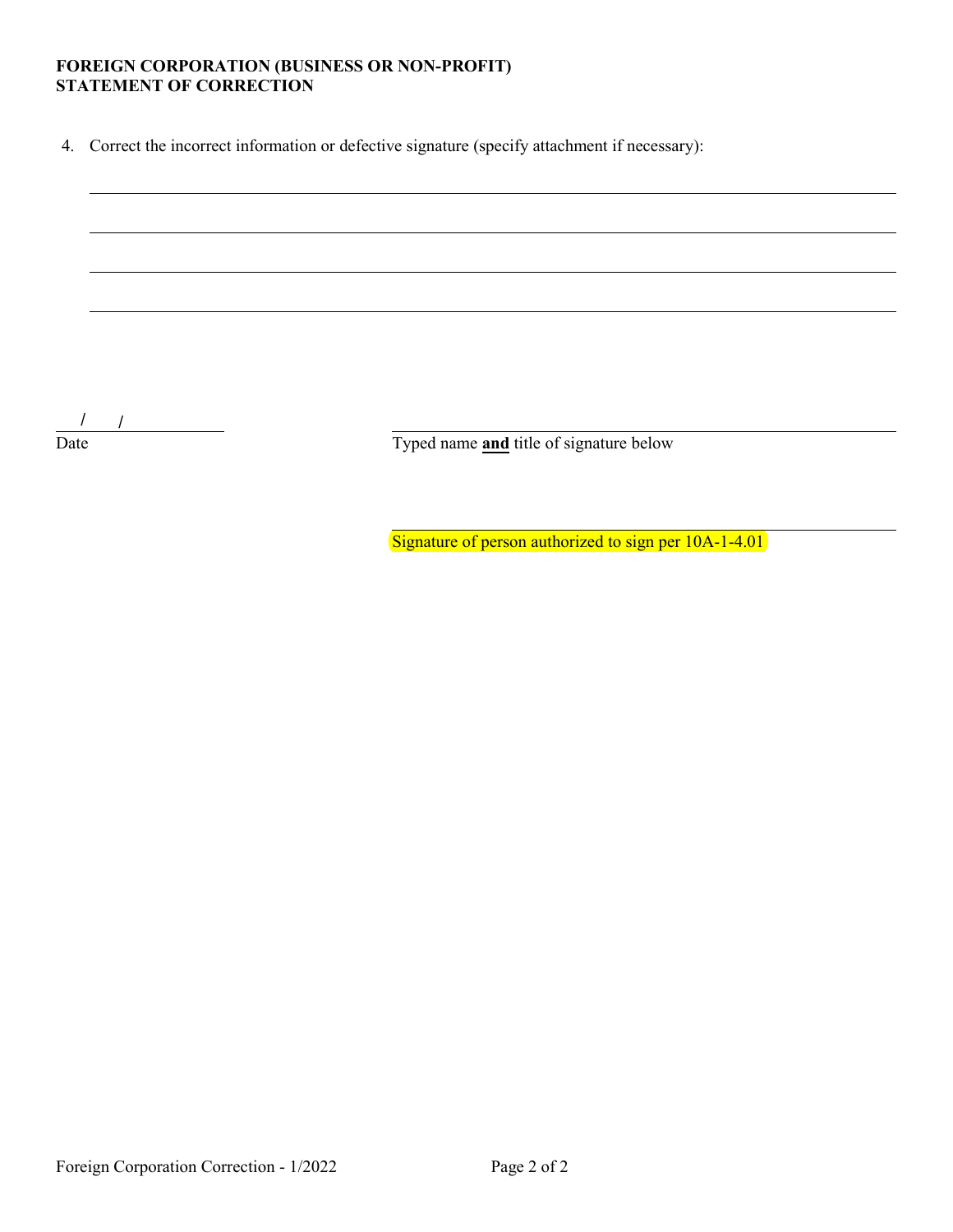**FOREIGN CORPORATION (BUSINESS OR NON-PROFIT)**
**STATEMENT OF CORRECTION**

4. Correct the incorrect information or defective signature (specify attachment if necessary):

\_\_\_\_\_\_\_\_\_\_\_\_\_\_\_\_\_\_\_\_\_\_\_\_\_\_\_\_\_\_\_\_\_\_\_\_\_\_\_\_\_\_\_\_

\_\_\_\_\_\_\_\_\_\_\_\_\_\_\_\_\_\_\_\_\_\_\_\_\_\_\_\_\_\_\_\_\_\_\_\_\_\_\_\_\_\_\_\_

\_\_\_\_\_\_\_\_\_\_\_\_\_\_\_\_\_\_\_\_\_\_\_\_\_\_\_\_\_\_\_\_\_\_\_\_\_\_\_\_\_\_\_\_

\_\_\_\_\_\_\_\_\_\_\_\_\_\_\_\_\_\_\_\_\_\_\_\_\_\_\_\_\_\_\_\_\_\_\_\_\_\_\_\_\_\_\_\_

/ /
Date

Typed name **and** title of signature below

Signature of person authorized to sign per 10A-1-4.01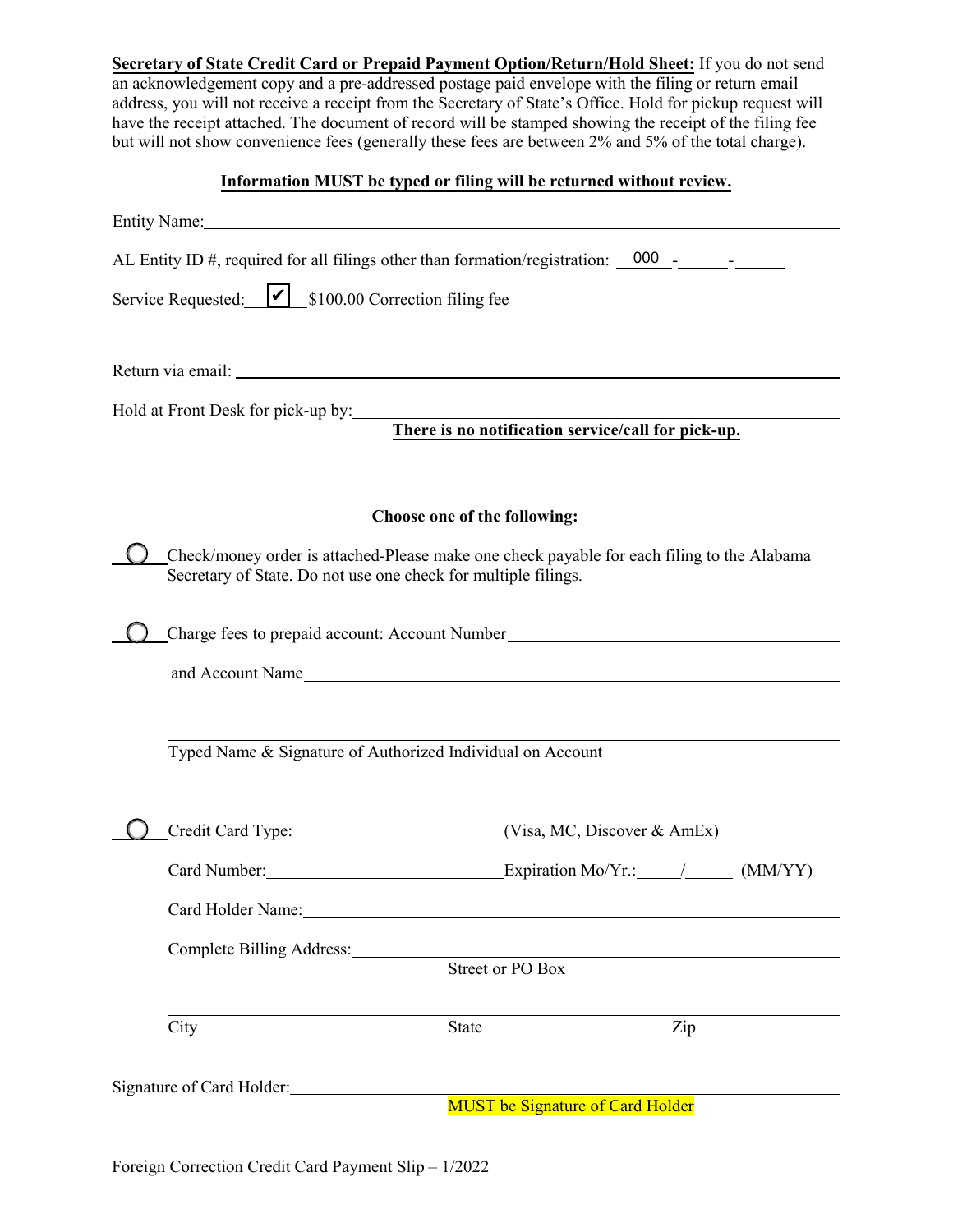**Secretary of State Credit Card or Prepaid Payment Option/Return/Hold Sheet:** If you do not send an acknowledgement copy and a pre-addressed postage paid envelope with the filing or return email address, you will not receive a receipt from the Secretary of State's Office. Hold for pickup request will have the receipt attached. The document of record will be stamped showing the receipt of the filing fee but will not show convenience fees (generally these fees are between 2% and 5% of the total charge).

**Information MUST be typed or filing will be returned without review.**

Entity Name: ______________________________

AL Entity ID #, required for all filings other than formation/registration: 000 - ______ - ______

Service Requested: ☑ $100.00 Correction filing fee

Return via email: ______________________________

Hold at Front Desk for pick-up by: ______________________________

**There is no notification service/call for pick-up.**

**Choose one of the following:**

○ Check/money order is attached-Please make one check payable for each filing to the Alabama Secretary of State. Do not use one check for multiple filings.

○ Charge fees to prepaid account: Account Number ______________________________

and Account Name ______________________________

______________________________
Typed Name & Signature of Authorized Individual on Account

○ Credit Card Type: ______________ (Visa, MC, Discover & AmEx)

Card Number: ______________ Expiration Mo/Yr.: ____/____ (MM/YY)

Card Holder Name: ______________________________

Complete Billing Address: ______________________________
Street or PO Box

______________________________
City State Zip

Signature of Card Holder: ______________________________
MUST be Signature of Card Holder

Foreign Correction Credit Card Payment Slip – 1/2022